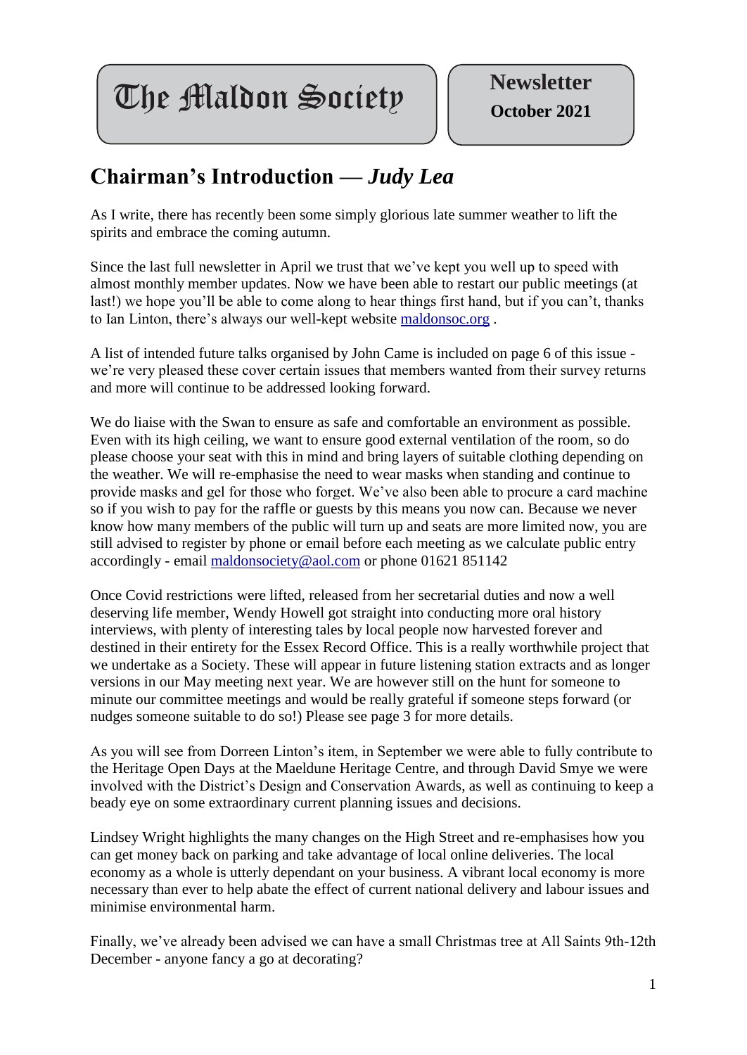# The Maldon Society

**Newsletter**
**October 2021**

## Chairman's Introduction — *Judy Lea*

As I write, there has recently been some simply glorious late summer weather to lift the spirits and embrace the coming autumn.

Since the last full newsletter in April we trust that we've kept you well up to speed with almost monthly member updates. Now we have been able to restart our public meetings (at last!) we hope you'll be able to come along to hear things first hand, but if you can't, thanks to Ian Linton, there's always our well-kept website [maldonsoc.org](maldonsoc.org) .

A list of intended future talks organised by John Came is included on page 6 of this issue - we're very pleased these cover certain issues that members wanted from their survey returns and more will continue to be addressed looking forward.

We do liaise with the Swan to ensure as safe and comfortable an environment as possible. Even with its high ceiling, we want to ensure good external ventilation of the room, so do please choose your seat with this in mind and bring layers of suitable clothing depending on the weather. We will re-emphasise the need to wear masks when standing and continue to provide masks and gel for those who forget. We've also been able to procure a card machine so if you wish to pay for the raffle or guests by this means you now can. Because we never know how many members of the public will turn up and seats are more limited now, you are still advised to register by phone or email before each meeting as we calculate public entry accordingly - email [maldonsociety@aol.com](mailto:maldonsociety@aol.com) or phone 01621 851142

Once Covid restrictions were lifted, released from her secretarial duties and now a well deserving life member, Wendy Howell got straight into conducting more oral history interviews, with plenty of interesting tales by local people now harvested forever and destined in their entirety for the Essex Record Office. This is a really worthwhile project that we undertake as a Society. These will appear in future listening station extracts and as longer versions in our May meeting next year. We are however still on the hunt for someone to minute our committee meetings and would be really grateful if someone steps forward (or nudges someone suitable to do so!) Please see page 3 for more details.

As you will see from Dorreen Linton's item, in September we were able to fully contribute to the Heritage Open Days at the Maeldune Heritage Centre, and through David Smye we were involved with the District's Design and Conservation Awards, as well as continuing to keep a beady eye on some extraordinary current planning issues and decisions.

Lindsey Wright highlights the many changes on the High Street and re-emphasises how you can get money back on parking and take advantage of local online deliveries. The local economy as a whole is utterly dependant on your business. A vibrant local economy is more necessary than ever to help abate the effect of current national delivery and labour issues and minimise environmental harm.

Finally, we've already been advised we can have a small Christmas tree at All Saints 9th-12th December - anyone fancy a go at decorating?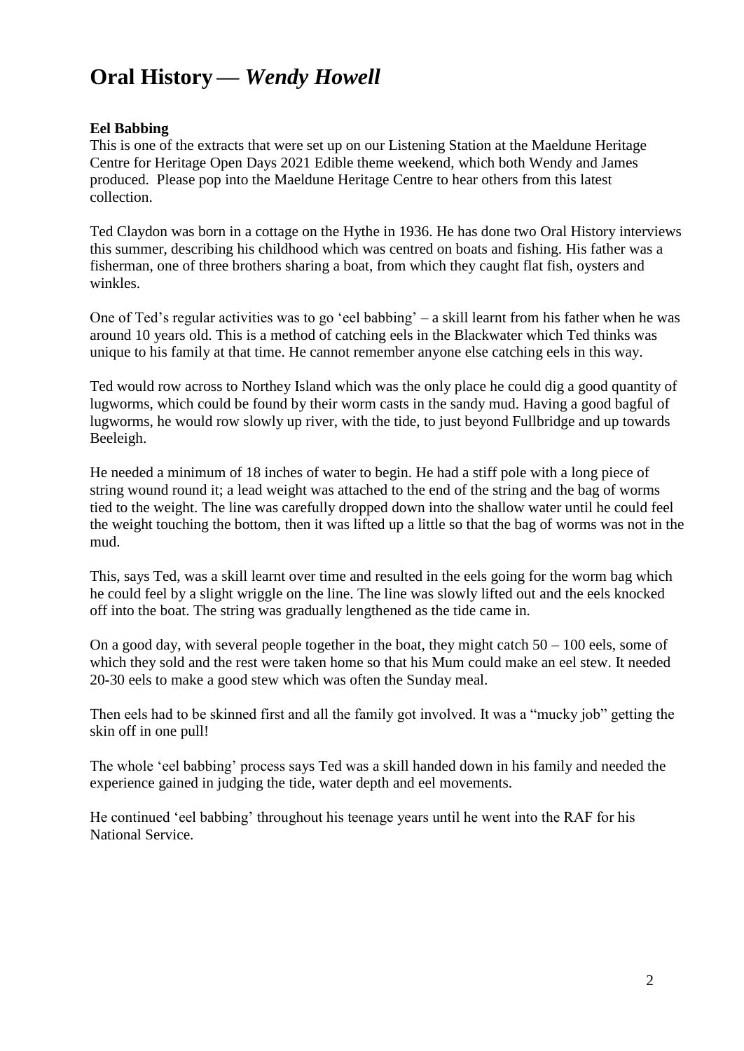# Oral History — *Wendy Howell*

**Eel Babbing**

This is one of the extracts that were set up on our Listening Station at the Maeldune Heritage Centre for Heritage Open Days 2021 Edible theme weekend, which both Wendy and James produced. Please pop into the Maeldune Heritage Centre to hear others from this latest collection.

Ted Claydon was born in a cottage on the Hythe in 1936. He has done two Oral History interviews this summer, describing his childhood which was centred on boats and fishing. His father was a fisherman, one of three brothers sharing a boat, from which they caught flat fish, oysters and winkles.

One of Ted's regular activities was to go 'eel babbing' – a skill learnt from his father when he was around 10 years old. This is a method of catching eels in the Blackwater which Ted thinks was unique to his family at that time. He cannot remember anyone else catching eels in this way.

Ted would row across to Northey Island which was the only place he could dig a good quantity of lugworms, which could be found by their worm casts in the sandy mud. Having a good bagful of lugworms, he would row slowly up river, with the tide, to just beyond Fullbridge and up towards Beeleigh.

He needed a minimum of 18 inches of water to begin. He had a stiff pole with a long piece of string wound round it; a lead weight was attached to the end of the string and the bag of worms tied to the weight. The line was carefully dropped down into the shallow water until he could feel the weight touching the bottom, then it was lifted up a little so that the bag of worms was not in the mud.

This, says Ted, was a skill learnt over time and resulted in the eels going for the worm bag which he could feel by a slight wriggle on the line. The line was slowly lifted out and the eels knocked off into the boat. The string was gradually lengthened as the tide came in.

On a good day, with several people together in the boat, they might catch 50 – 100 eels, some of which they sold and the rest were taken home so that his Mum could make an eel stew. It needed 20-30 eels to make a good stew which was often the Sunday meal.

Then eels had to be skinned first and all the family got involved. It was a "mucky job" getting the skin off in one pull!

The whole 'eel babbing' process says Ted was a skill handed down in his family and needed the experience gained in judging the tide, water depth and eel movements.

He continued 'eel babbing' throughout his teenage years until he went into the RAF for his National Service.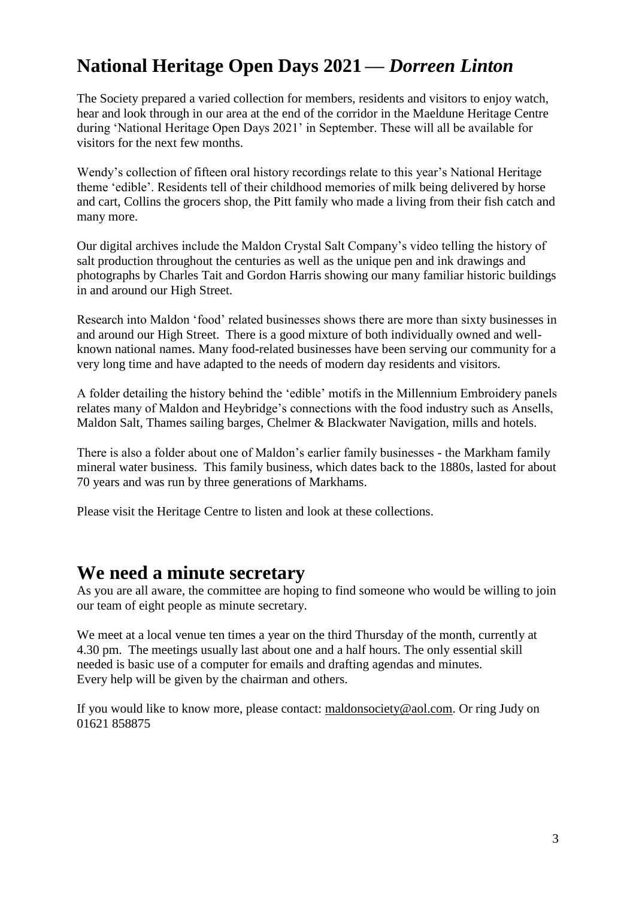## National Heritage Open Days 2021 — *Dorreen Linton*

The Society prepared a varied collection for members, residents and visitors to enjoy watch, hear and look through in our area at the end of the corridor in the Maeldune Heritage Centre during 'National Heritage Open Days 2021' in September. These will all be available for visitors for the next few months.

Wendy's collection of fifteen oral history recordings relate to this year's National Heritage theme 'edible'. Residents tell of their childhood memories of milk being delivered by horse and cart, Collins the grocers shop, the Pitt family who made a living from their fish catch and many more.

Our digital archives include the Maldon Crystal Salt Company's video telling the history of salt production throughout the centuries as well as the unique pen and ink drawings and photographs by Charles Tait and Gordon Harris showing our many familiar historic buildings in and around our High Street.

Research into Maldon 'food' related businesses shows there are more than sixty businesses in and around our High Street. There is a good mixture of both individually owned and well-known national names. Many food-related businesses have been serving our community for a very long time and have adapted to the needs of modern day residents and visitors.

A folder detailing the history behind the 'edible' motifs in the Millennium Embroidery panels relates many of Maldon and Heybridge's connections with the food industry such as Ansells, Maldon Salt, Thames sailing barges, Chelmer & Blackwater Navigation, mills and hotels.

There is also a folder about one of Maldon's earlier family businesses - the Markham family mineral water business. This family business, which dates back to the 1880s, lasted for about 70 years and was run by three generations of Markhams.

Please visit the Heritage Centre to listen and look at these collections.

# We need a minute secretary

As you are all aware, the committee are hoping to find someone who would be willing to join our team of eight people as minute secretary.

We meet at a local venue ten times a year on the third Thursday of the month, currently at 4.30 pm. The meetings usually last about one and a half hours. The only essential skill needed is basic use of a computer for emails and drafting agendas and minutes.
Every help will be given by the chairman and others.

If you would like to know more, please contact: maldonsociety@aol.com. Or ring Judy on 01621 858875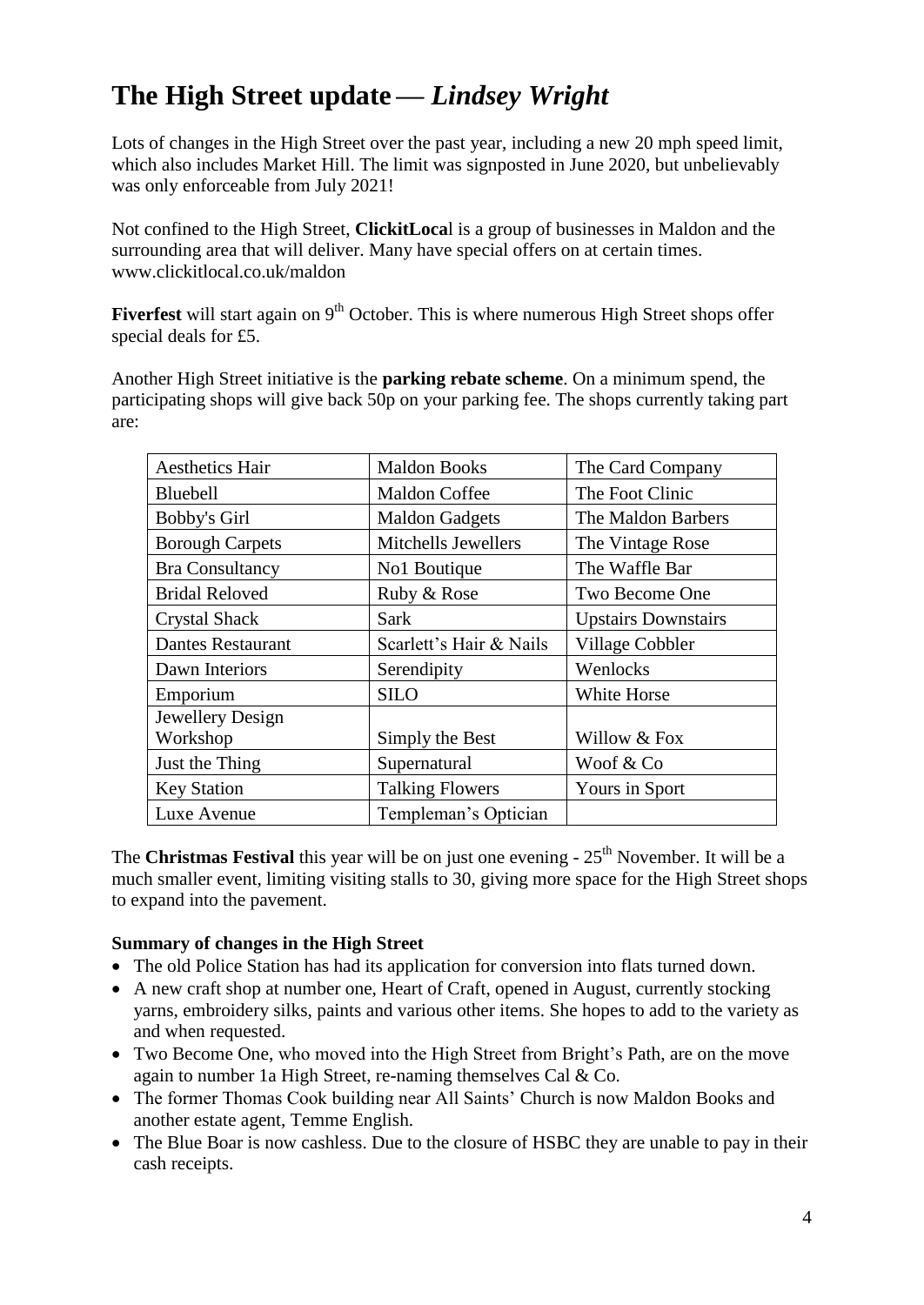# The High Street update — *Lindsey Wright*

Lots of changes in the High Street over the past year, including a new 20 mph speed limit, which also includes Market Hill. The limit was signposted in June 2020, but unbelievably was only enforceable from July 2021!

Not confined to the High Street, **ClickitLoca**l is a group of businesses in Maldon and the surrounding area that will deliver. Many have special offers on at certain times. www.clickitlocal.co.uk/maldon

**Fiverfest** will start again on 9th October. This is where numerous High Street shops offer special deals for £5.

Another High Street initiative is the **parking rebate scheme**. On a minimum spend, the participating shops will give back 50p on your parking fee. The shops currently taking part are:

| | | |
|---|---|---|
| Aesthetics Hair | Maldon Books | The Card Company |
| Bluebell | Maldon Coffee | The Foot Clinic |
| Bobby's Girl | Maldon Gadgets | The Maldon Barbers |
| Borough Carpets | Mitchells Jewellers | The Vintage Rose |
| Bra Consultancy | No1 Boutique | The Waffle Bar |
| Bridal Reloved | Ruby & Rose | Two Become One |
| Crystal Shack | Sark | Upstairs Downstairs |
| Dantes Restaurant | Scarlett's Hair & Nails | Village Cobbler |
| Dawn Interiors | Serendipity | Wenlocks |
| Emporium | SILO | White Horse |
| Jewellery Design Workshop | Simply the Best | Willow & Fox |
| Just the Thing | Supernatural | Woof & Co |
| Key Station | Talking Flowers | Yours in Sport |
| Luxe Avenue | Templeman's Optician | |

The **Christmas Festival** this year will be on just one evening - 25th November. It will be a much smaller event, limiting visiting stalls to 30, giving more space for the High Street shops to expand into the pavement.

**Summary of changes in the High Street**

- The old Police Station has had its application for conversion into flats turned down.
- A new craft shop at number one, Heart of Craft, opened in August, currently stocking yarns, embroidery silks, paints and various other items. She hopes to add to the variety as and when requested.
- Two Become One, who moved into the High Street from Bright's Path, are on the move again to number 1a High Street, re-naming themselves Cal & Co.
- The former Thomas Cook building near All Saints' Church is now Maldon Books and another estate agent, Temme English.
- The Blue Boar is now cashless. Due to the closure of HSBC they are unable to pay in their cash receipts.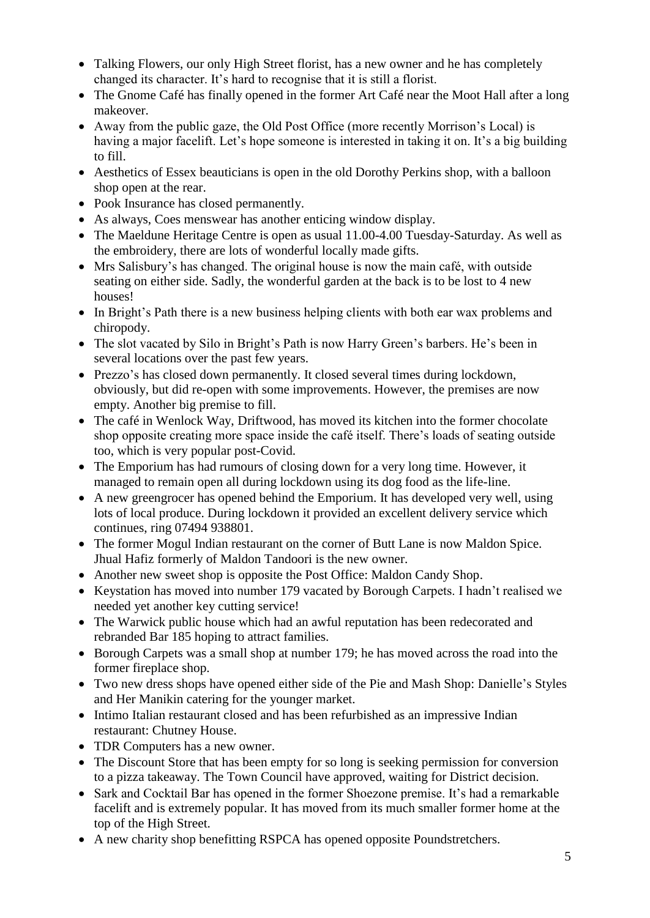- Talking Flowers, our only High Street florist, has a new owner and he has completely changed its character. It's hard to recognise that it is still a florist.
- The Gnome Café has finally opened in the former Art Café near the Moot Hall after a long makeover.
- Away from the public gaze, the Old Post Office (more recently Morrison's Local) is having a major facelift. Let's hope someone is interested in taking it on. It's a big building to fill.
- Aesthetics of Essex beauticians is open in the old Dorothy Perkins shop, with a balloon shop open at the rear.
- Pook Insurance has closed permanently.
- As always, Coes menswear has another enticing window display.
- The Maeldune Heritage Centre is open as usual 11.00-4.00 Tuesday-Saturday. As well as the embroidery, there are lots of wonderful locally made gifts.
- Mrs Salisbury's has changed. The original house is now the main café, with outside seating on either side. Sadly, the wonderful garden at the back is to be lost to 4 new houses!
- In Bright's Path there is a new business helping clients with both ear wax problems and chiropody.
- The slot vacated by Silo in Bright's Path is now Harry Green's barbers. He's been in several locations over the past few years.
- Prezzo's has closed down permanently. It closed several times during lockdown, obviously, but did re-open with some improvements. However, the premises are now empty. Another big premise to fill.
- The café in Wenlock Way, Driftwood, has moved its kitchen into the former chocolate shop opposite creating more space inside the café itself. There's loads of seating outside too, which is very popular post-Covid.
- The Emporium has had rumours of closing down for a very long time. However, it managed to remain open all during lockdown using its dog food as the life-line.
- A new greengrocer has opened behind the Emporium. It has developed very well, using lots of local produce. During lockdown it provided an excellent delivery service which continues, ring 07494 938801.
- The former Mogul Indian restaurant on the corner of Butt Lane is now Maldon Spice. Jhual Hafiz formerly of Maldon Tandoori is the new owner.
- Another new sweet shop is opposite the Post Office: Maldon Candy Shop.
- Keystation has moved into number 179 vacated by Borough Carpets. I hadn't realised we needed yet another key cutting service!
- The Warwick public house which had an awful reputation has been redecorated and rebranded Bar 185 hoping to attract families.
- Borough Carpets was a small shop at number 179; he has moved across the road into the former fireplace shop.
- Two new dress shops have opened either side of the Pie and Mash Shop: Danielle's Styles and Her Manikin catering for the younger market.
- Intimo Italian restaurant closed and has been refurbished as an impressive Indian restaurant: Chutney House.
- TDR Computers has a new owner.
- The Discount Store that has been empty for so long is seeking permission for conversion to a pizza takeaway. The Town Council have approved, waiting for District decision.
- Sark and Cocktail Bar has opened in the former Shoezone premise. It's had a remarkable facelift and is extremely popular. It has moved from its much smaller former home at the top of the High Street.
- A new charity shop benefitting RSPCA has opened opposite Poundstretchers.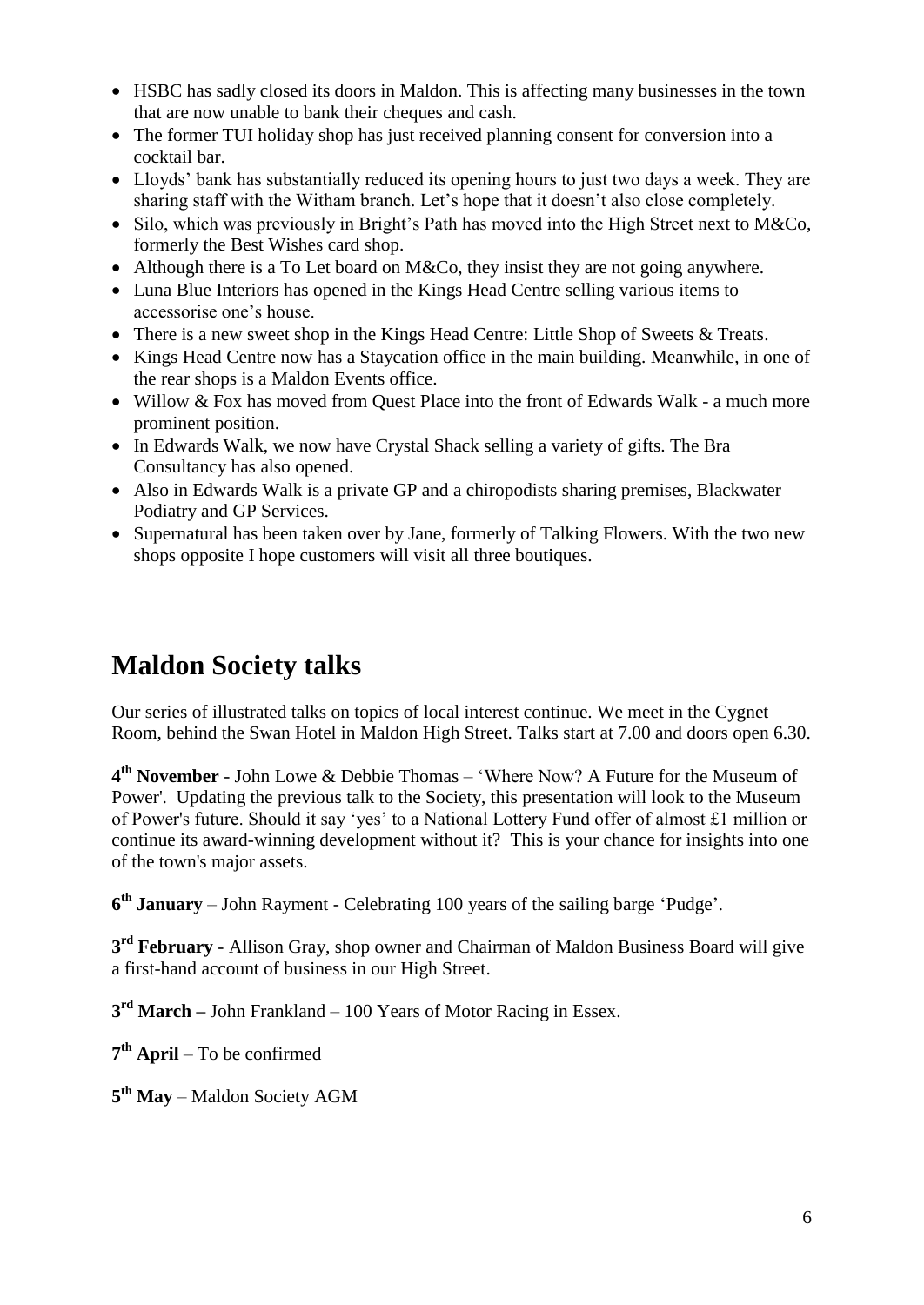- HSBC has sadly closed its doors in Maldon. This is affecting many businesses in the town that are now unable to bank their cheques and cash.
- The former TUI holiday shop has just received planning consent for conversion into a cocktail bar.
- Lloyds' bank has substantially reduced its opening hours to just two days a week. They are sharing staff with the Witham branch. Let's hope that it doesn't also close completely.
- Silo, which was previously in Bright's Path has moved into the High Street next to M&Co, formerly the Best Wishes card shop.
- Although there is a To Let board on M&Co, they insist they are not going anywhere.
- Luna Blue Interiors has opened in the Kings Head Centre selling various items to accessorise one's house.
- There is a new sweet shop in the Kings Head Centre: Little Shop of Sweets & Treats.
- Kings Head Centre now has a Staycation office in the main building. Meanwhile, in one of the rear shops is a Maldon Events office.
- Willow & Fox has moved from Quest Place into the front of Edwards Walk - a much more prominent position.
- In Edwards Walk, we now have Crystal Shack selling a variety of gifts. The Bra Consultancy has also opened.
- Also in Edwards Walk is a private GP and a chiropodists sharing premises, Blackwater Podiatry and GP Services.
- Supernatural has been taken over by Jane, formerly of Talking Flowers. With the two new shops opposite I hope customers will visit all three boutiques.

# Maldon Society talks

Our series of illustrated talks on topics of local interest continue. We meet in the Cygnet Room, behind the Swan Hotel in Maldon High Street. Talks start at 7.00 and doors open 6.30.

**4th November** - John Lowe & Debbie Thomas – 'Where Now? A Future for the Museum of Power'. Updating the previous talk to the Society, this presentation will look to the Museum of Power's future. Should it say 'yes' to a National Lottery Fund offer of almost £1 million or continue its award-winning development without it? This is your chance for insights into one of the town's major assets.

**6th January** – John Rayment - Celebrating 100 years of the sailing barge 'Pudge'.

**3rd February** - Allison Gray, shop owner and Chairman of Maldon Business Board will give a first-hand account of business in our High Street.

**3rd March** – John Frankland – 100 Years of Motor Racing in Essex.

**7th April** – To be confirmed

**5th May** – Maldon Society AGM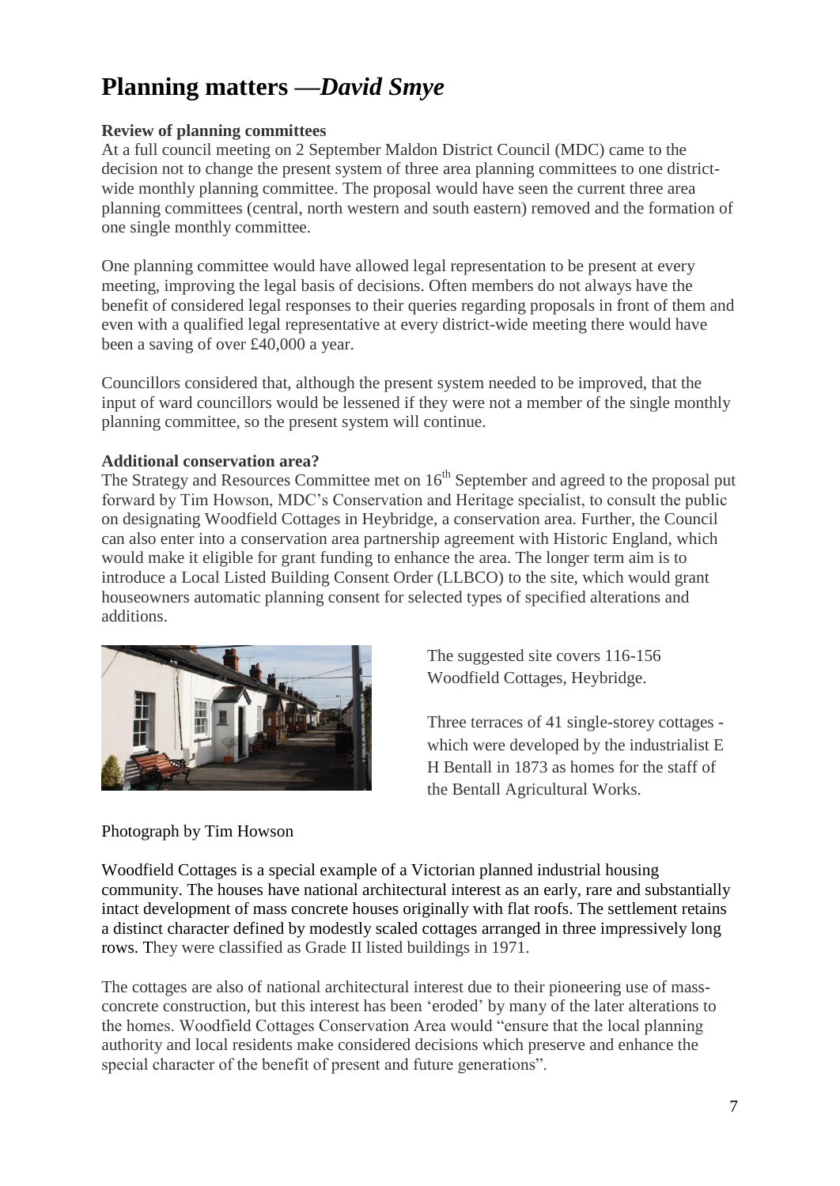# Planning matters —*David Smye*

**Review of planning committees**

At a full council meeting on 2 September Maldon District Council (MDC) came to the decision not to change the present system of three area planning committees to one district-wide monthly planning committee. The proposal would have seen the current three area planning committees (central, north western and south eastern) removed and the formation of one single monthly committee.

One planning committee would have allowed legal representation to be present at every meeting, improving the legal basis of decisions. Often members do not always have the benefit of considered legal responses to their queries regarding proposals in front of them and even with a qualified legal representative at every district-wide meeting there would have been a saving of over £40,000 a year.

Councillors considered that, although the present system needed to be improved, that the input of ward councillors would be lessened if they were not a member of the single monthly planning committee, so the present system will continue.

**Additional conservation area?**

The Strategy and Resources Committee met on 16th September and agreed to the proposal put forward by Tim Howson, MDC's Conservation and Heritage specialist, to consult the public on designating Woodfield Cottages in Heybridge, a conservation area. Further, the Council can also enter into a conservation area partnership agreement with Historic England, which would make it eligible for grant funding to enhance the area. The longer term aim is to introduce a Local Listed Building Consent Order (LLBCO) to the site, which would grant houseowners automatic planning consent for selected types of specified alterations and additions.

The suggested site covers 116-156 Woodfield Cottages, Heybridge.

Three terraces of 41 single-storey cottages - which were developed by the industrialist E H Bentall in 1873 as homes for the staff of the Bentall Agricultural Works.

Photograph by Tim Howson

Woodfield Cottages is a special example of a Victorian planned industrial housing community. The houses have national architectural interest as an early, rare and substantially intact development of mass concrete houses originally with flat roofs. The settlement retains a distinct character defined by modestly scaled cottages arranged in three impressively long rows. They were classified as Grade II listed buildings in 1971.

The cottages are also of national architectural interest due to their pioneering use of mass-concrete construction, but this interest has been 'eroded' by many of the later alterations to the homes. Woodfield Cottages Conservation Area would "ensure that the local planning authority and local residents make considered decisions which preserve and enhance the special character of the benefit of present and future generations".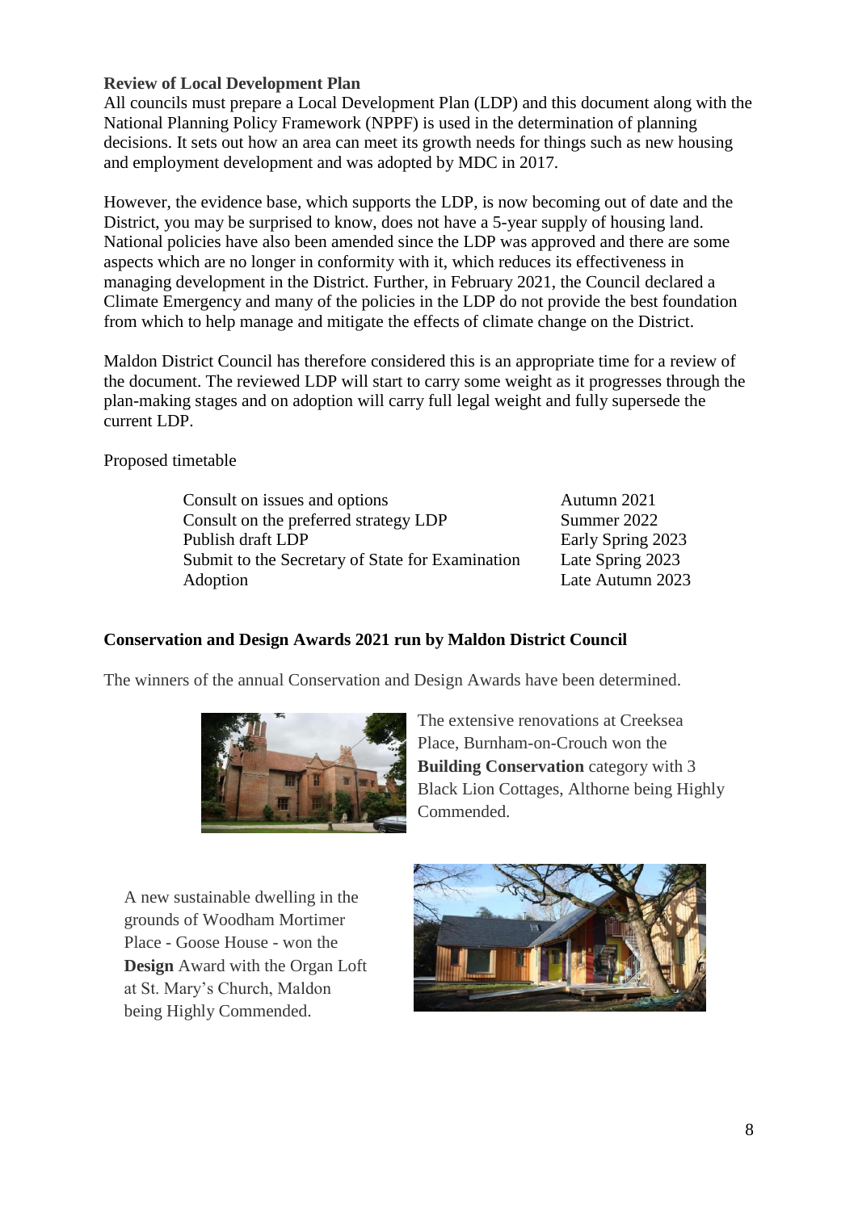### Review of Local Development Plan

All councils must prepare a Local Development Plan (LDP) and this document along with the National Planning Policy Framework (NPPF) is used in the determination of planning decisions. It sets out how an area can meet its growth needs for things such as new housing and employment development and was adopted by MDC in 2017.

However, the evidence base, which supports the LDP, is now becoming out of date and the District, you may be surprised to know, does not have a 5-year supply of housing land. National policies have also been amended since the LDP was approved and there are some aspects which are no longer in conformity with it, which reduces its effectiveness in managing development in the District. Further, in February 2021, the Council declared a Climate Emergency and many of the policies in the LDP do not provide the best foundation from which to help manage and mitigate the effects of climate change on the District.

Maldon District Council has therefore considered this is an appropriate time for a review of the document. The reviewed LDP will start to carry some weight as it progresses through the plan-making stages and on adoption will carry full legal weight and fully supersede the current LDP.

Proposed timetable

| | |
|---|---|
| Consult on issues and options | Autumn 2021 |
| Consult on the preferred strategy LDP | Summer 2022 |
| Publish draft LDP | Early Spring 2023 |
| Submit to the Secretary of State for Examination | Late Spring 2023 |
| Adoption | Late Autumn 2023 |

### Conservation and Design Awards 2021 run by Maldon District Council

The winners of the annual Conservation and Design Awards have been determined.

The extensive renovations at Creeksea Place, Burnham-on-Crouch won the **Building Conservation** category with 3 Black Lion Cottages, Althorne being Highly Commended.

A new sustainable dwelling in the grounds of Woodham Mortimer Place - Goose House - won the **Design** Award with the Organ Loft at St. Mary's Church, Maldon being Highly Commended.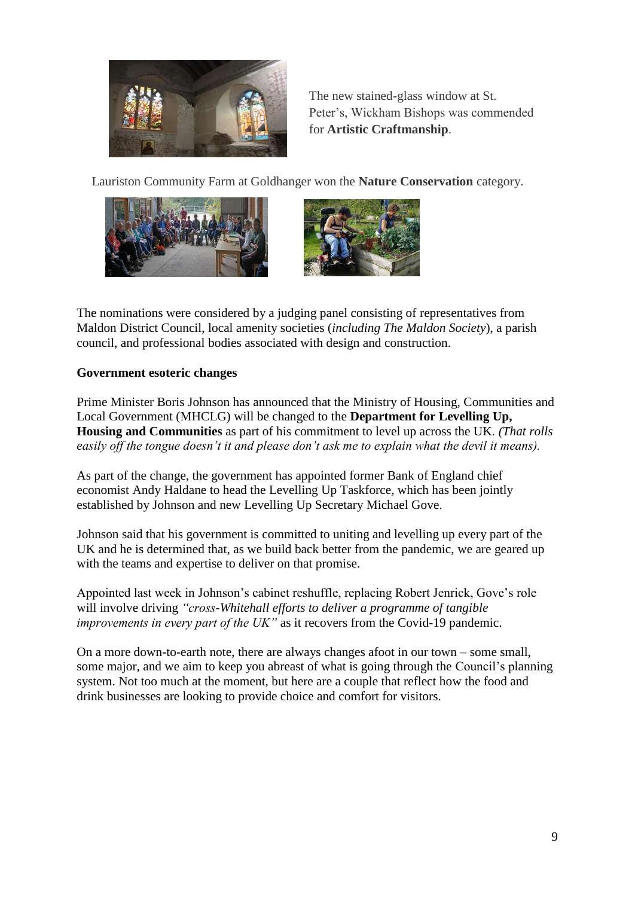The new stained-glass window at St. Peter's, Wickham Bishops was commended for **Artistic Craftmanship**.

Lauriston Community Farm at Goldhanger won the **Nature Conservation** category.

The nominations were considered by a judging panel consisting of representatives from Maldon District Council, local amenity societies (*including The Maldon Society*), a parish council, and professional bodies associated with design and construction.

**Government esoteric changes**

Prime Minister Boris Johnson has announced that the Ministry of Housing, Communities and Local Government (MHCLG) will be changed to the **Department for Levelling Up, Housing and Communities** as part of his commitment to level up across the UK. *(That rolls easily off the tongue doesn't it and please don't ask me to explain what the devil it means).*

As part of the change, the government has appointed former Bank of England chief economist Andy Haldane to head the Levelling Up Taskforce, which has been jointly established by Johnson and new Levelling Up Secretary Michael Gove.

Johnson said that his government is committed to uniting and levelling up every part of the UK and he is determined that, as we build back better from the pandemic, we are geared up with the teams and expertise to deliver on that promise.

Appointed last week in Johnson's cabinet reshuffle, replacing Robert Jenrick, Gove's role will involve driving *"cross-Whitehall efforts to deliver a programme of tangible improvements in every part of the UK"* as it recovers from the Covid-19 pandemic.

On a more down-to-earth note, there are always changes afoot in our town – some small, some major, and we aim to keep you abreast of what is going through the Council's planning system. Not too much at the moment, but here are a couple that reflect how the food and drink businesses are looking to provide choice and comfort for visitors.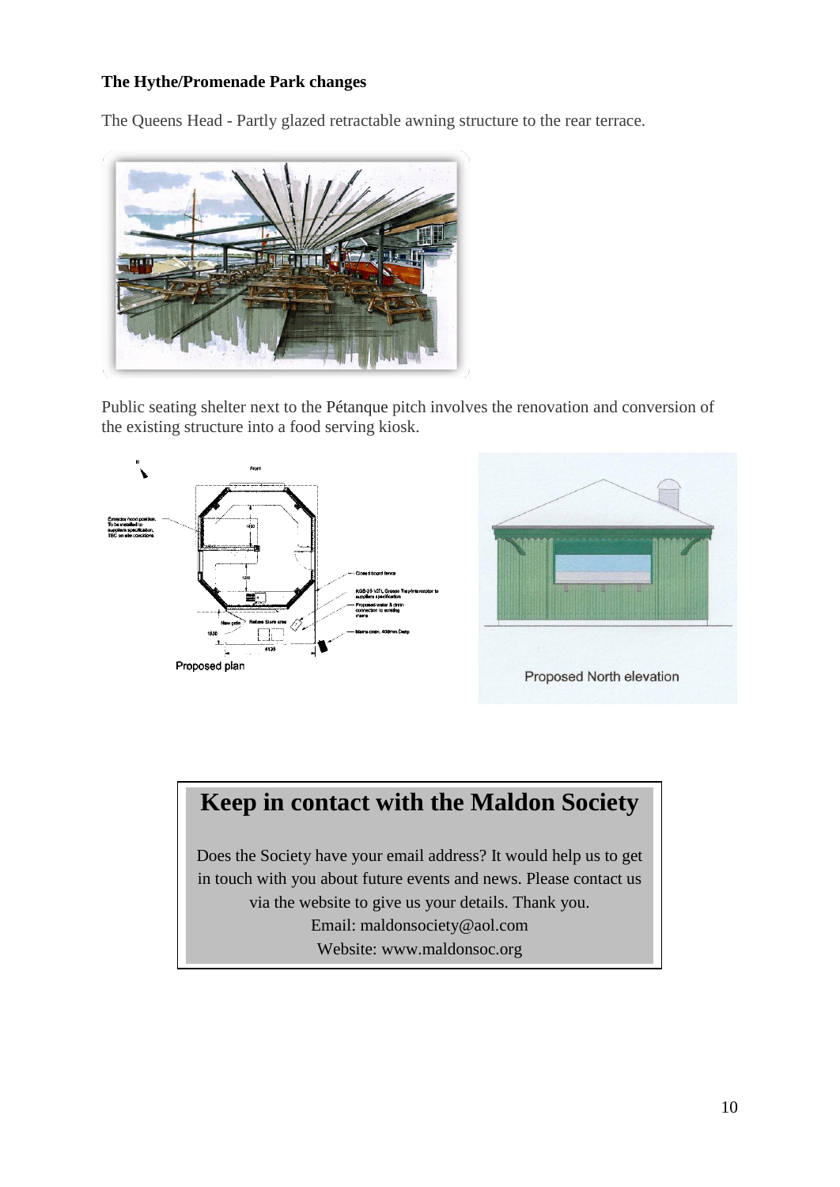**The Hythe/Promenade Park changes**

The Queens Head - Partly glazed retractable awning structure to the rear terrace.

Public seating shelter next to the Pétanque pitch involves the renovation and conversion of the existing structure into a food serving kiosk.

Proposed plan

Proposed North elevation

## Keep in contact with the Maldon Society

Does the Society have your email address? It would help us to get in touch with you about future events and news. Please contact us via the website to give us your details. Thank you.
Email: maldonsociety@aol.com
Website: www.maldonsoc.org